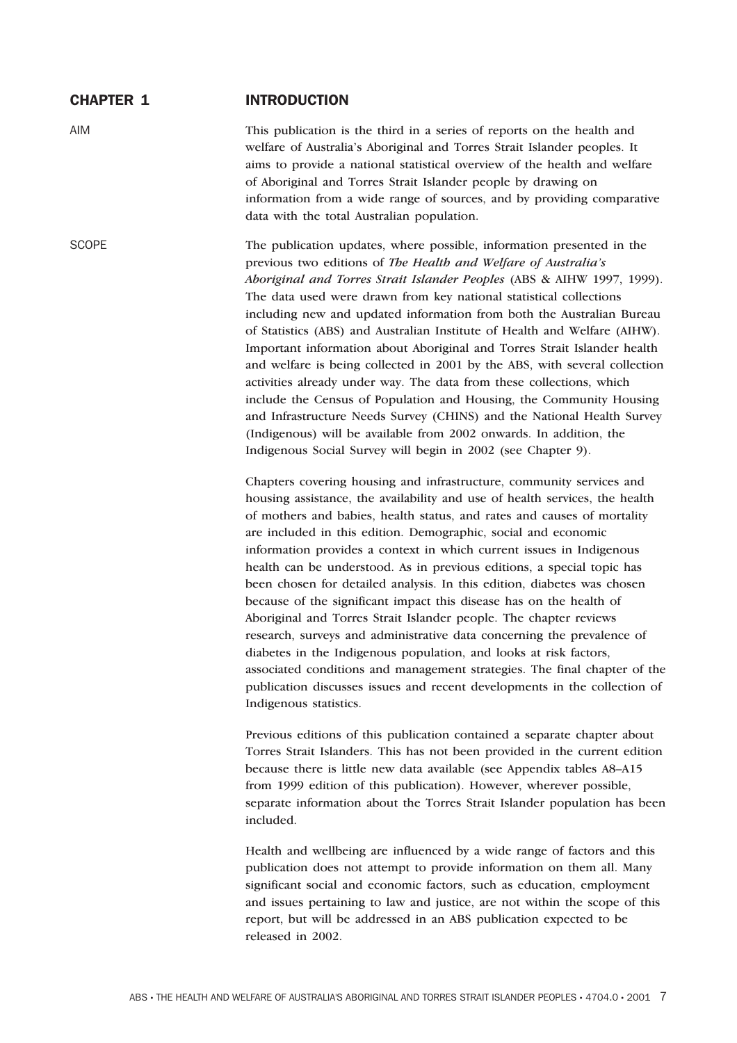# CHAPTER 1 INTRODUCTION

## AIM

This publication is the third in a series of reports on the health and welfare of Australia's Aboriginal and Torres Strait Islander peoples. It aims to provide a national statistical overview of the health and welfare of Aboriginal and Torres Strait Islander people by drawing on information from a wide range of sources, and by providing comparative data with the total Australian population.

## SCOPE

The publication updates, where possible, information presented in the previous two editions of *The Health and Welfare of Australia's Aboriginal and Torres Strait Islander Peoples* (ABS & AIHW 1997, 1999). The data used were drawn from key national statistical collections including new and updated information from both the Australian Bureau of Statistics (ABS) and Australian Institute of Health and Welfare (AIHW). Important information about Aboriginal and Torres Strait Islander health and welfare is being collected in 2001 by the ABS, with several collection activities already under way. The data from these collections, which include the Census of Population and Housing, the Community Housing and Infrastructure Needs Survey (CHINS) and the National Health Survey (Indigenous) will be available from 2002 onwards. In addition, the Indigenous Social Survey will begin in 2002 (see Chapter 9).

Chapters covering housing and infrastructure, community services and housing assistance, the availability and use of health services, the health of mothers and babies, health status, and rates and causes of mortality are included in this edition. Demographic, social and economic information provides a context in which current issues in Indigenous health can be understood. As in previous editions, a special topic has been chosen for detailed analysis. In this edition, diabetes was chosen because of the significant impact this disease has on the health of Aboriginal and Torres Strait Islander people. The chapter reviews research, surveys and administrative data concerning the prevalence of diabetes in the Indigenous population, and looks at risk factors, associated conditions and management strategies. The final chapter of the publication discusses issues and recent developments in the collection of Indigenous statistics.

Previous editions of this publication contained a separate chapter about Torres Strait Islanders. This has not been provided in the current edition because there is little new data available (see Appendix tables A8–A15 from 1999 edition of this publication). However, wherever possible, separate information about the Torres Strait Islander population has been included.

Health and wellbeing are influenced by a wide range of factors and this publication does not attempt to provide information on them all. Many significant social and economic factors, such as education, employment and issues pertaining to law and justice, are not within the scope of this report, but will be addressed in an ABS publication expected to be released in 2002.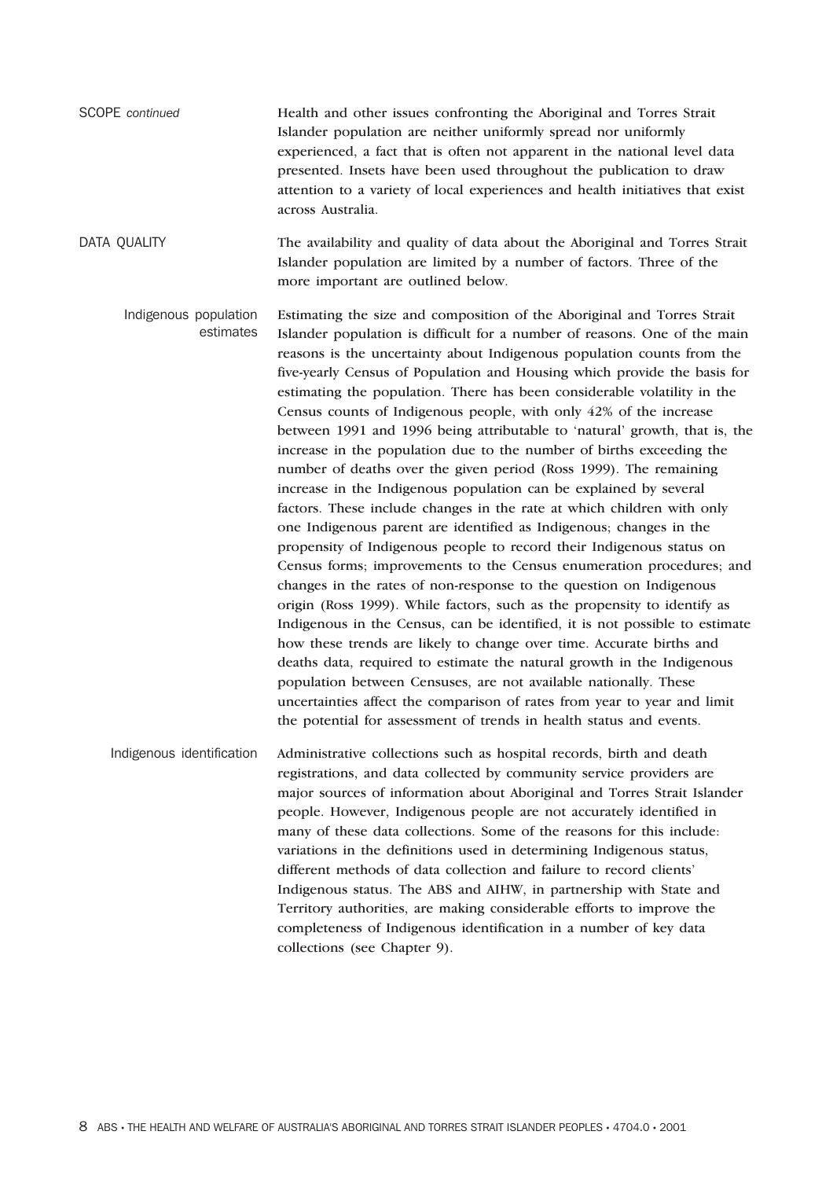## SCOPE *continued*

Health and other issues confronting the Aboriginal and Torres Strait Islander population are neither uniformly spread nor uniformly experienced, a fact that is often not apparent in the national level data presented. Insets have been used throughout the publication to draw attention to a variety of local experiences and health initiatives that exist across Australia.

## DATA QUALITY

The availability and quality of data about the Aboriginal and Torres Strait Islander population are limited by a number of factors. Three of the more important are outlined below.

### Indigenous population estimates

Estimating the size and composition of the Aboriginal and Torres Strait Islander population is difficult for a number of reasons. One of the main reasons is the uncertainty about Indigenous population counts from the five-yearly Census of Population and Housing which provide the basis for estimating the population. There has been considerable volatility in the Census counts of Indigenous people, with only 42% of the increase between 1991 and 1996 being attributable to 'natural' growth, that is, the increase in the population due to the number of births exceeding the number of deaths over the given period (Ross 1999). The remaining increase in the Indigenous population can be explained by several factors. These include changes in the rate at which children with only one Indigenous parent are identified as Indigenous; changes in the propensity of Indigenous people to record their Indigenous status on Census forms; improvements to the Census enumeration procedures; and changes in the rates of non-response to the question on Indigenous origin (Ross 1999). While factors, such as the propensity to identify as Indigenous in the Census, can be identified, it is not possible to estimate how these trends are likely to change over time. Accurate births and deaths data, required to estimate the natural growth in the Indigenous population between Censuses, are not available nationally. These uncertainties affect the comparison of rates from year to year and limit the potential for assessment of trends in health status and events.

### Indigenous identification

Administrative collections such as hospital records, birth and death registrations, and data collected by community service providers are major sources of information about Aboriginal and Torres Strait Islander people. However, Indigenous people are not accurately identified in many of these data collections. Some of the reasons for this include: variations in the definitions used in determining Indigenous status, different methods of data collection and failure to record clients' Indigenous status. The ABS and AIHW, in partnership with State and Territory authorities, are making considerable efforts to improve the completeness of Indigenous identification in a number of key data collections (see Chapter 9).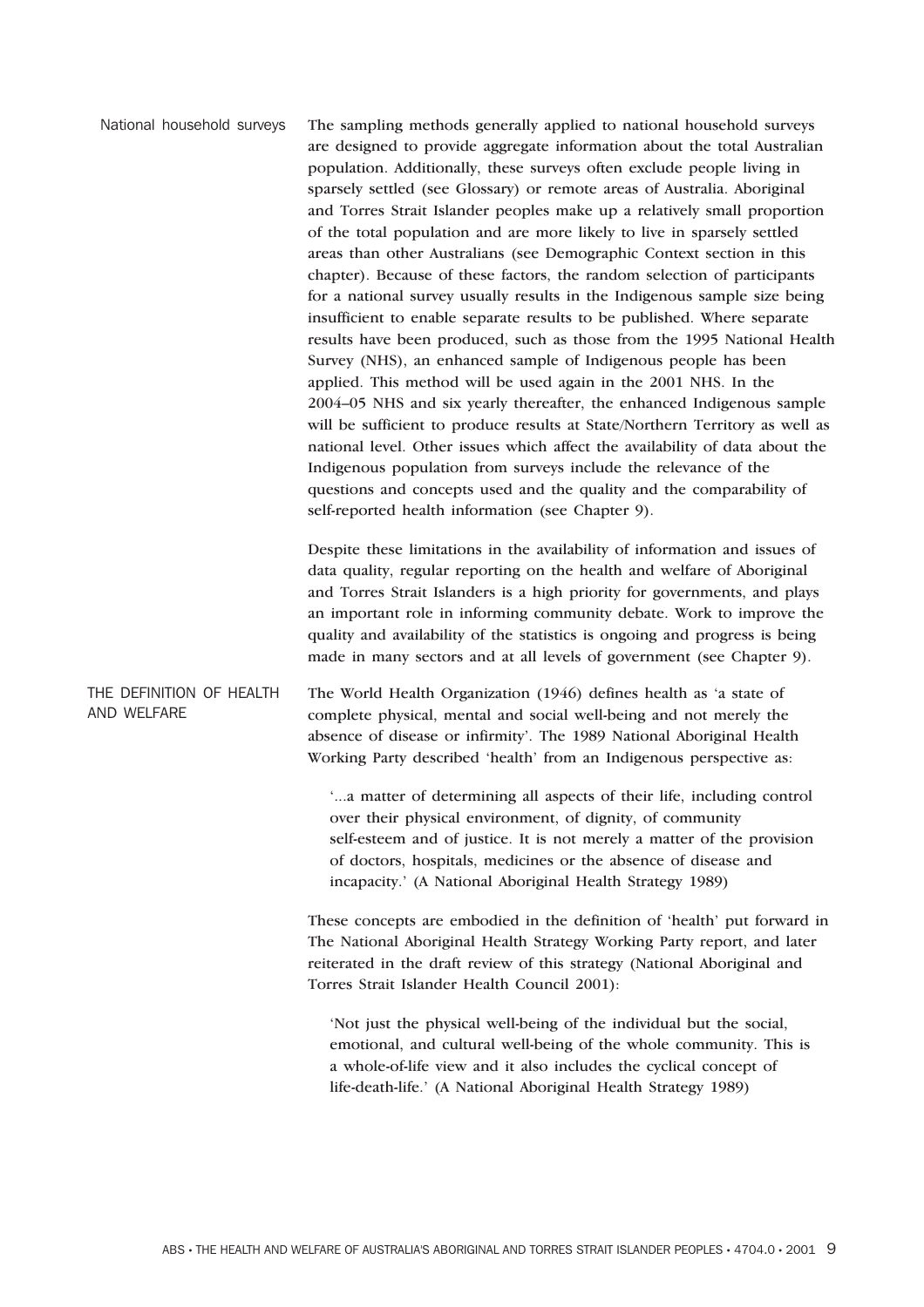### National household surveys

The sampling methods generally applied to national household surveys are designed to provide aggregate information about the total Australian population. Additionally, these surveys often exclude people living in sparsely settled (see Glossary) or remote areas of Australia. Aboriginal and Torres Strait Islander peoples make up a relatively small proportion of the total population and are more likely to live in sparsely settled areas than other Australians (see Demographic Context section in this chapter). Because of these factors, the random selection of participants for a national survey usually results in the Indigenous sample size being insufficient to enable separate results to be published. Where separate results have been produced, such as those from the 1995 National Health Survey (NHS), an enhanced sample of Indigenous people has been applied. This method will be used again in the 2001 NHS. In the 2004–05 NHS and six yearly thereafter, the enhanced Indigenous sample will be sufficient to produce results at State/Northern Territory as well as national level. Other issues which affect the availability of data about the Indigenous population from surveys include the relevance of the questions and concepts used and the quality and the comparability of self-reported health information (see Chapter 9).

Despite these limitations in the availability of information and issues of data quality, regular reporting on the health and welfare of Aboriginal and Torres Strait Islanders is a high priority for governments, and plays an important role in informing community debate. Work to improve the quality and availability of the statistics is ongoing and progress is being made in many sectors and at all levels of government (see Chapter 9).

## THE DEFINITION OF HEALTH AND WELFARE

The World Health Organization (1946) defines health as 'a state of complete physical, mental and social well-being and not merely the absence of disease or infirmity'. The 1989 National Aboriginal Health Working Party described 'health' from an Indigenous perspective as:

> '...a matter of determining all aspects of their life, including control over their physical environment, of dignity, of community self-esteem and of justice. It is not merely a matter of the provision of doctors, hospitals, medicines or the absence of disease and incapacity.' (A National Aboriginal Health Strategy 1989)

These concepts are embodied in the definition of 'health' put forward in The National Aboriginal Health Strategy Working Party report, and later reiterated in the draft review of this strategy (National Aboriginal and Torres Strait Islander Health Council 2001):

> 'Not just the physical well-being of the individual but the social, emotional, and cultural well-being of the whole community. This is a whole-of-life view and it also includes the cyclical concept of life-death-life.' (A National Aboriginal Health Strategy 1989)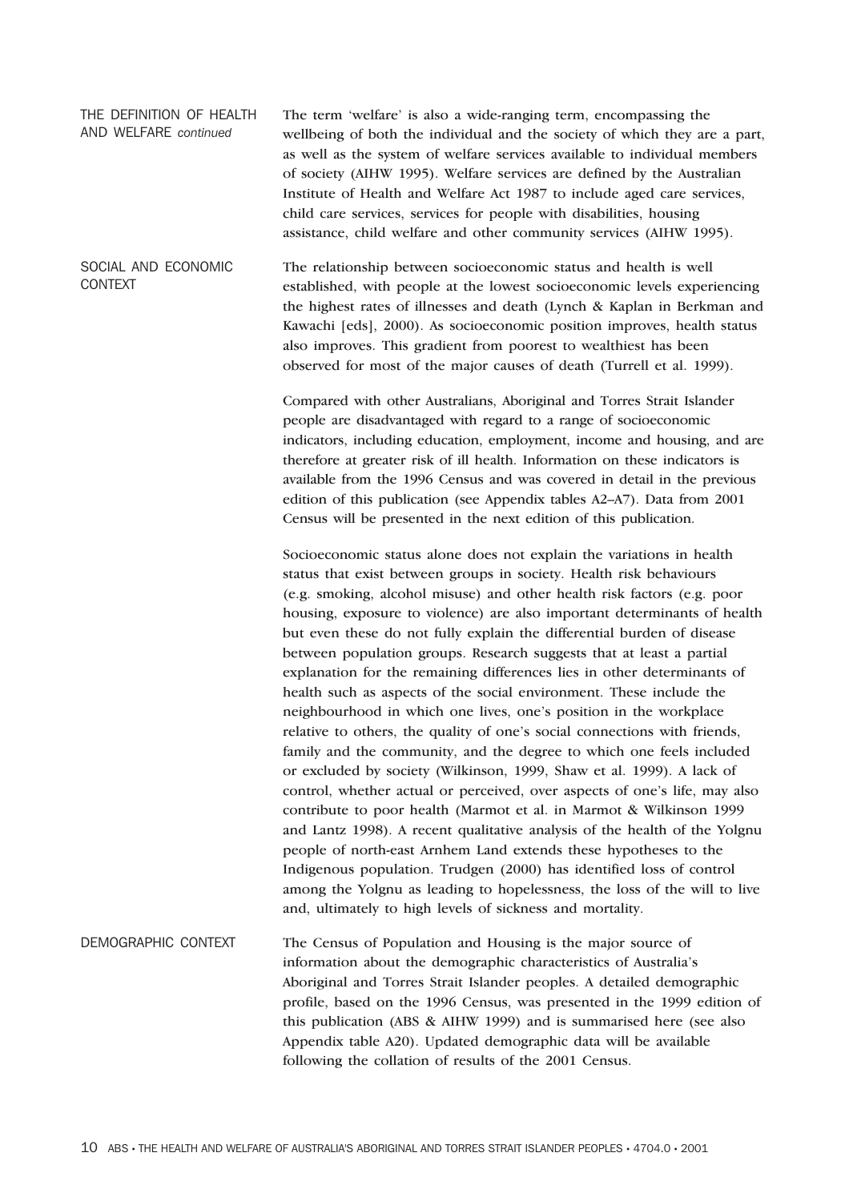## THE DEFINITION OF HEALTH AND WELFARE *continued*

The term 'welfare' is also a wide-ranging term, encompassing the wellbeing of both the individual and the society of which they are a part, as well as the system of welfare services available to individual members of society (AIHW 1995). Welfare services are defined by the Australian Institute of Health and Welfare Act 1987 to include aged care services, child care services, services for people with disabilities, housing assistance, child welfare and other community services (AIHW 1995).

## SOCIAL AND ECONOMIC CONTEXT

The relationship between socioeconomic status and health is well established, with people at the lowest socioeconomic levels experiencing the highest rates of illnesses and death (Lynch & Kaplan in Berkman and Kawachi [eds], 2000). As socioeconomic position improves, health status also improves. This gradient from poorest to wealthiest has been observed for most of the major causes of death (Turrell et al. 1999).

Compared with other Australians, Aboriginal and Torres Strait Islander people are disadvantaged with regard to a range of socioeconomic indicators, including education, employment, income and housing, and are therefore at greater risk of ill health. Information on these indicators is available from the 1996 Census and was covered in detail in the previous edition of this publication (see Appendix tables A2–A7). Data from 2001 Census will be presented in the next edition of this publication.

Socioeconomic status alone does not explain the variations in health status that exist between groups in society. Health risk behaviours (e.g. smoking, alcohol misuse) and other health risk factors (e.g. poor housing, exposure to violence) are also important determinants of health but even these do not fully explain the differential burden of disease between population groups. Research suggests that at least a partial explanation for the remaining differences lies in other determinants of health such as aspects of the social environment. These include the neighbourhood in which one lives, one's position in the workplace relative to others, the quality of one's social connections with friends, family and the community, and the degree to which one feels included or excluded by society (Wilkinson, 1999, Shaw et al. 1999). A lack of control, whether actual or perceived, over aspects of one's life, may also contribute to poor health (Marmot et al. in Marmot & Wilkinson 1999 and Lantz 1998). A recent qualitative analysis of the health of the Yolgnu people of north-east Arnhem Land extends these hypotheses to the Indigenous population. Trudgen (2000) has identified loss of control among the Yolgnu as leading to hopelessness, the loss of the will to live and, ultimately to high levels of sickness and mortality.

## DEMOGRAPHIC CONTEXT

The Census of Population and Housing is the major source of information about the demographic characteristics of Australia's Aboriginal and Torres Strait Islander peoples. A detailed demographic profile, based on the 1996 Census, was presented in the 1999 edition of this publication (ABS & AIHW 1999) and is summarised here (see also Appendix table A20). Updated demographic data will be available following the collation of results of the 2001 Census.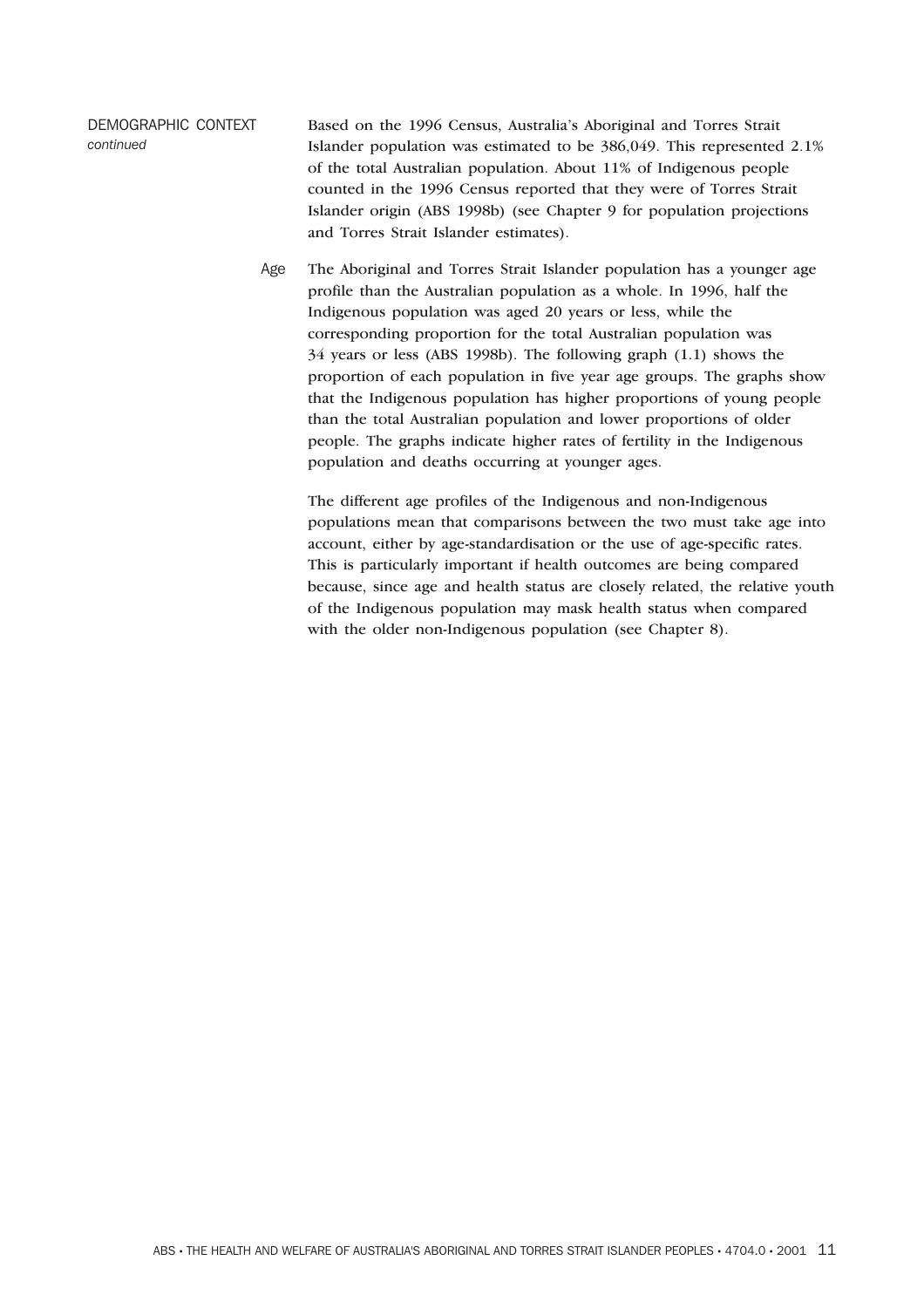DEMOGRAPHIC CONTEXT *continued*

Based on the 1996 Census, Australia's Aboriginal and Torres Strait Islander population was estimated to be 386,049. This represented 2.1% of the total Australian population. About 11% of Indigenous people counted in the 1996 Census reported that they were of Torres Strait Islander origin (ABS 1998b) (see Chapter 9 for population projections and Torres Strait Islander estimates).

### Age

The Aboriginal and Torres Strait Islander population has a younger age profile than the Australian population as a whole. In 1996, half the Indigenous population was aged 20 years or less, while the corresponding proportion for the total Australian population was 34 years or less (ABS 1998b). The following graph (1.1) shows the proportion of each population in five year age groups. The graphs show that the Indigenous population has higher proportions of young people than the total Australian population and lower proportions of older people. The graphs indicate higher rates of fertility in the Indigenous population and deaths occurring at younger ages.

The different age profiles of the Indigenous and non-Indigenous populations mean that comparisons between the two must take age into account, either by age-standardisation or the use of age-specific rates. This is particularly important if health outcomes are being compared because, since age and health status are closely related, the relative youth of the Indigenous population may mask health status when compared with the older non-Indigenous population (see Chapter 8).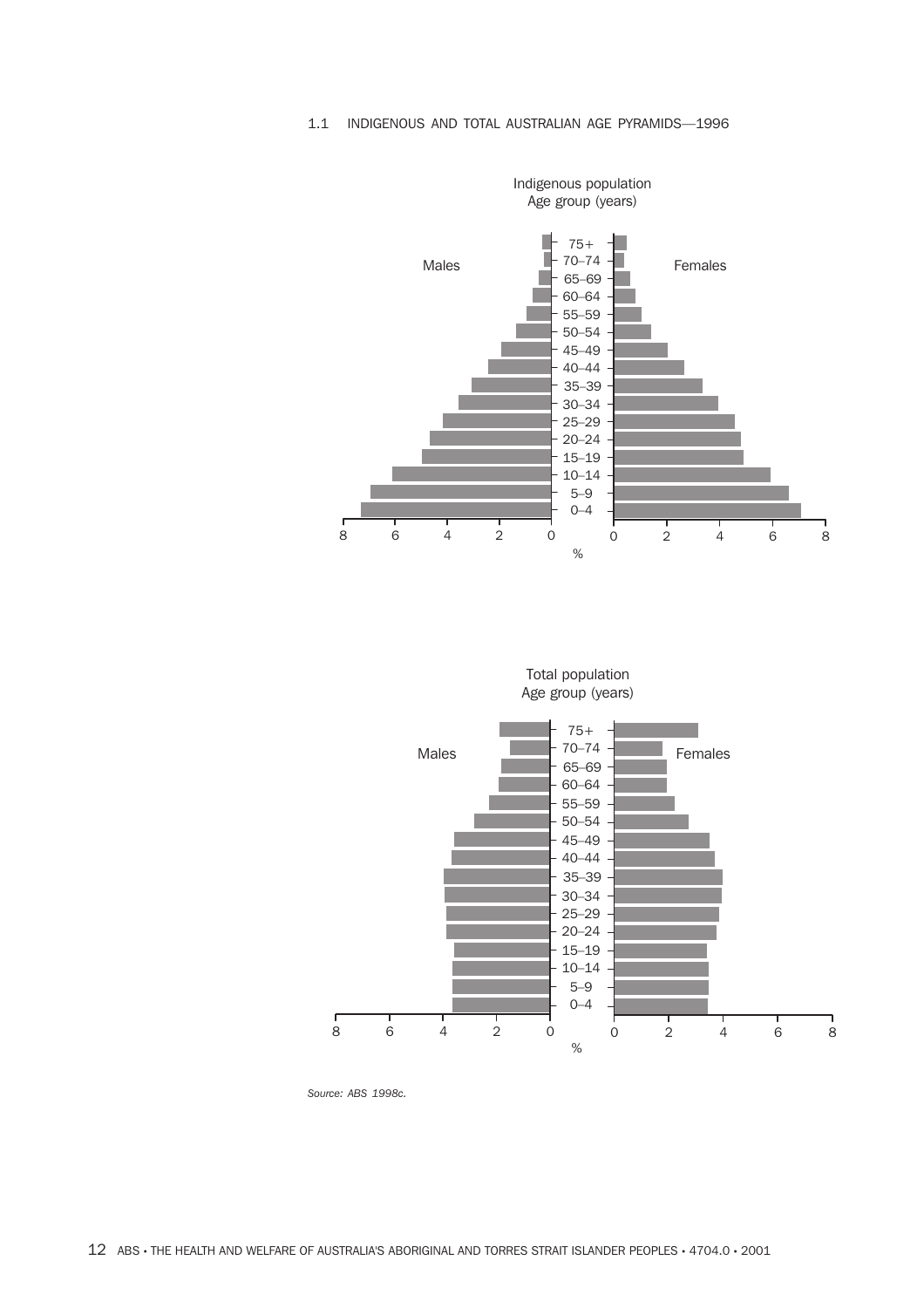1.1 INDIGENOUS AND TOTAL AUSTRALIAN AGE PYRAMIDS—1996

Indigenous population
Age group (years)

Males

Females

75+
70–74
65–69
60–64
55–59
50–54
45–49
40–44
35–39
30–34
25–29
20–24
15–19
10–14
5–9
0–4

8 6 4 2 0
0 2 4 6 8

%

Total population
Age group (years)

Males

Females

75+
70–74
65–69
60–64
55–59
50–54
45–49
40–44
35–39
30–34
25–29
20–24
15–19
10–14
5–9
0–4

8 6 4 2 0
0 2 4 6 8

%

*Source: ABS 1998c.*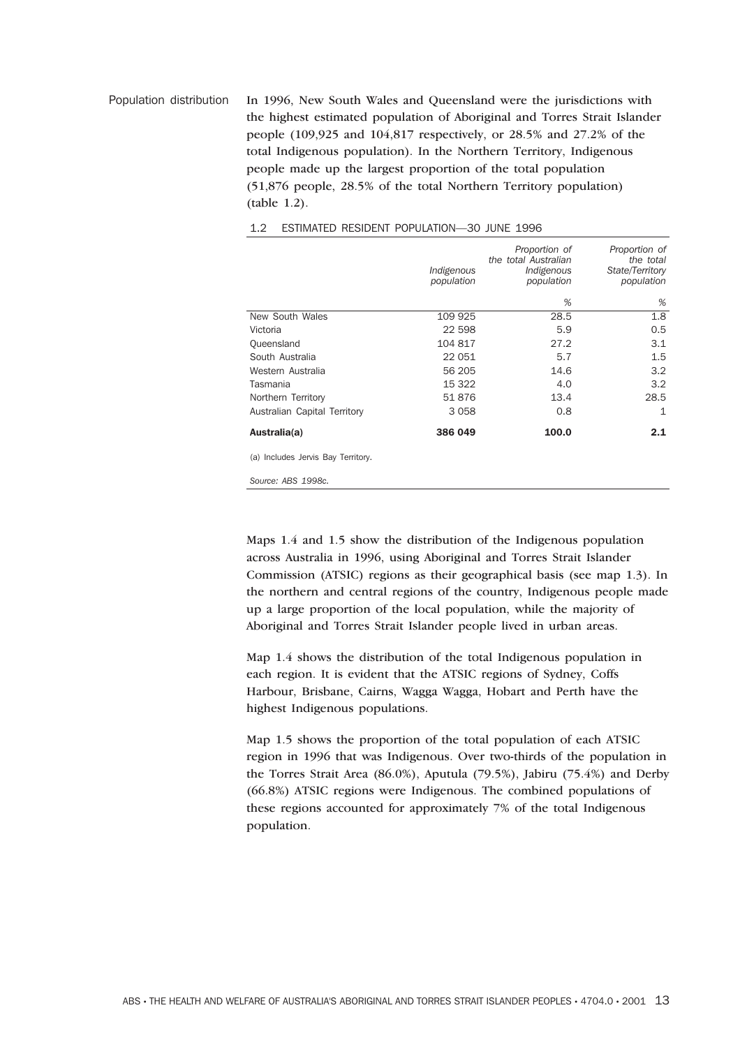## Population distribution

In 1996, New South Wales and Queensland were the jurisdictions with the highest estimated population of Aboriginal and Torres Strait Islander people (109,925 and 104,817 respectively, or 28.5% and 27.2% of the total Indigenous population). In the Northern Territory, Indigenous people made up the largest proportion of the total population (51,876 people, 28.5% of the total Northern Territory population) (table 1.2).

1.2 ESTIMATED RESIDENT POPULATION—30 JUNE 1996

| | *Indigenous population* | *Proportion of the total Australian Indigenous population* | *Proportion of the total State/Territory population* |
|---|---|---|---|
| | | % | % |
| New South Wales | 109 925 | 28.5 | 1.8 |
| Victoria | 22 598 | 5.9 | 0.5 |
| Queensland | 104 817 | 27.2 | 3.1 |
| South Australia | 22 051 | 5.7 | 1.5 |
| Western Australia | 56 205 | 14.6 | 3.2 |
| Tasmania | 15 322 | 4.0 | 3.2 |
| Northern Territory | 51 876 | 13.4 | 28.5 |
| Australian Capital Territory | 3 058 | 0.8 | 1 |
| **Australia(a)** | **386 049** | **100.0** | **2.1** |

(a) Includes Jervis Bay Territory.

*Source: ABS 1998c.*

Maps 1.4 and 1.5 show the distribution of the Indigenous population across Australia in 1996, using Aboriginal and Torres Strait Islander Commission (ATSIC) regions as their geographical basis (see map 1.3). In the northern and central regions of the country, Indigenous people made up a large proportion of the local population, while the majority of Aboriginal and Torres Strait Islander people lived in urban areas.

Map 1.4 shows the distribution of the total Indigenous population in each region. It is evident that the ATSIC regions of Sydney, Coffs Harbour, Brisbane, Cairns, Wagga Wagga, Hobart and Perth have the highest Indigenous populations.

Map 1.5 shows the proportion of the total population of each ATSIC region in 1996 that was Indigenous. Over two-thirds of the population in the Torres Strait Area (86.0%), Aputula (79.5%), Jabiru (75.4%) and Derby (66.8%) ATSIC regions were Indigenous. The combined populations of these regions accounted for approximately 7% of the total Indigenous population.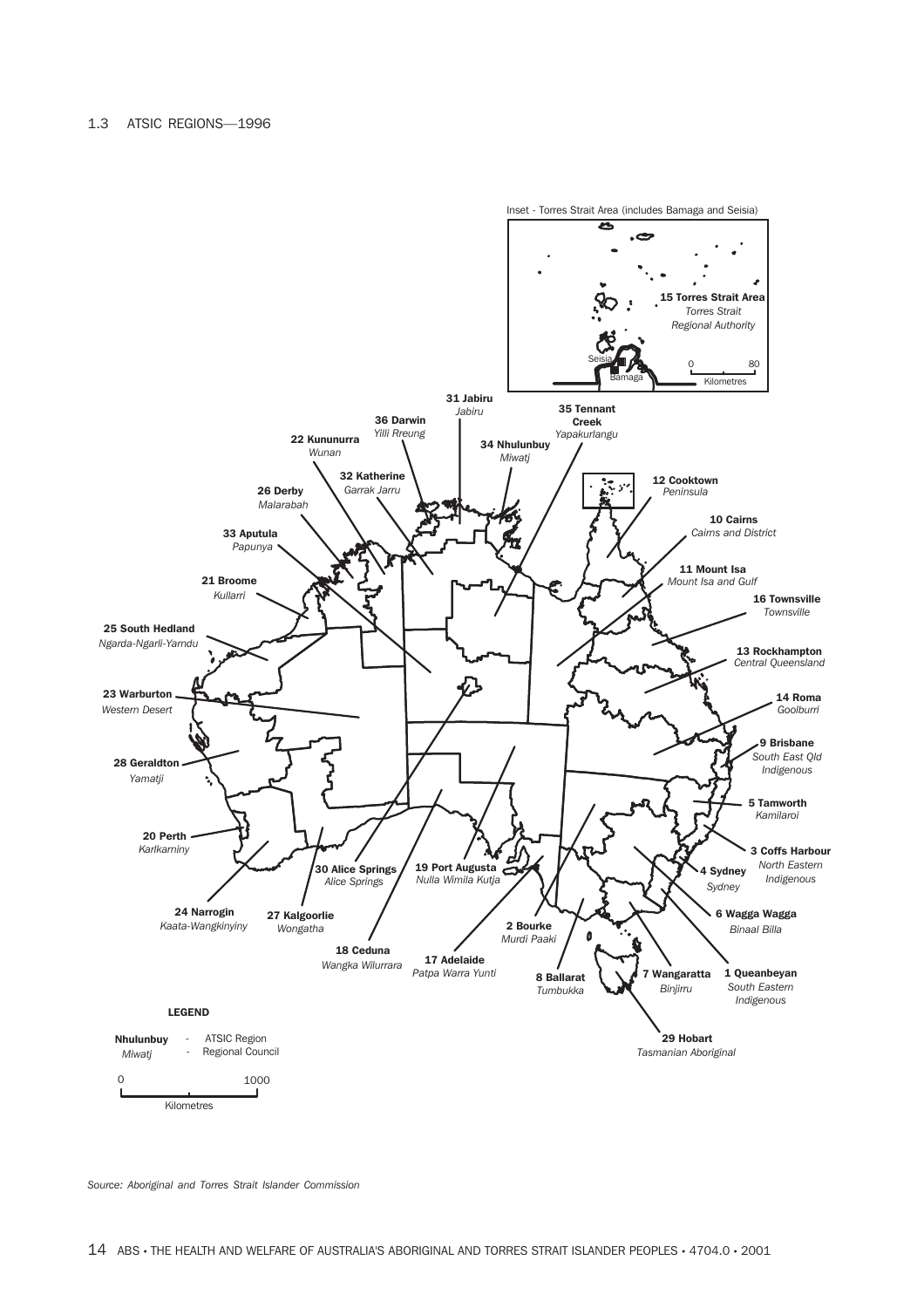## 1.3 ATSIC REGIONS—1996

Inset - Torres Strait Area (includes Bamaga and Seisia)

15 Torres Strait Area
*Torres Strait Regional Authority*

Seisia
Bamaga

0 80
Kilometres

31 Jabiru
*Jabiru*

35 Tennant Creek
*Yapakurlangu*

36 Darwin
*Yilli Rreung*

34 Nhulunbuy
*Miwatj*

22 Kununurra
*Wunan*

32 Katherine
*Garrak Jarru*

12 Cooktown
*Peninsula*

26 Derby
*Malarabah*

10 Cairns
*Cairns and District*

33 Aputula
*Papunya*

11 Mount Isa
*Mount Isa and Gulf*

21 Broome
*Kullarri*

16 Townsville
*Townsville*

25 South Hedland
*Ngarda-Ngarli-Yarndu*

13 Rockhampton
*Central Queensland*

23 Warburton
*Western Desert*

14 Roma
*Goolburri*

9 Brisbane
*South East Qld Indigenous*

28 Geraldton
*Yamatji*

5 Tamworth
*Kamilaroi*

20 Perth
*Karlkarniny*

3 Coffs Harbour
*North Eastern Indigenous*

30 Alice Springs
*Alice Springs*

19 Port Augusta
*Nulla Wimila Kutja*

4 Sydney
*Sydney*

24 Narrogin
*Kaata-Wangkinyiny*

27 Kalgoorlie
*Wongatha*

6 Wagga Wagga
*Binaal Billa*

2 Bourke
*Murdi Paaki*

18 Ceduna
*Wangka Wilurrara*

17 Adelaide
*Patpa Warra Yunti*

8 Ballarat
*Tumbukka*

7 Wangaratta
*Binjirru*

1 Queanbeyan
*South Eastern Indigenous*

29 Hobart
*Tasmanian Aboriginal*

**LEGEND**

**Nhulunbuy** - ATSIC Region
*Miwatj* - Regional Council

0 1000
Kilometres

*Source: Aboriginal and Torres Strait Islander Commission*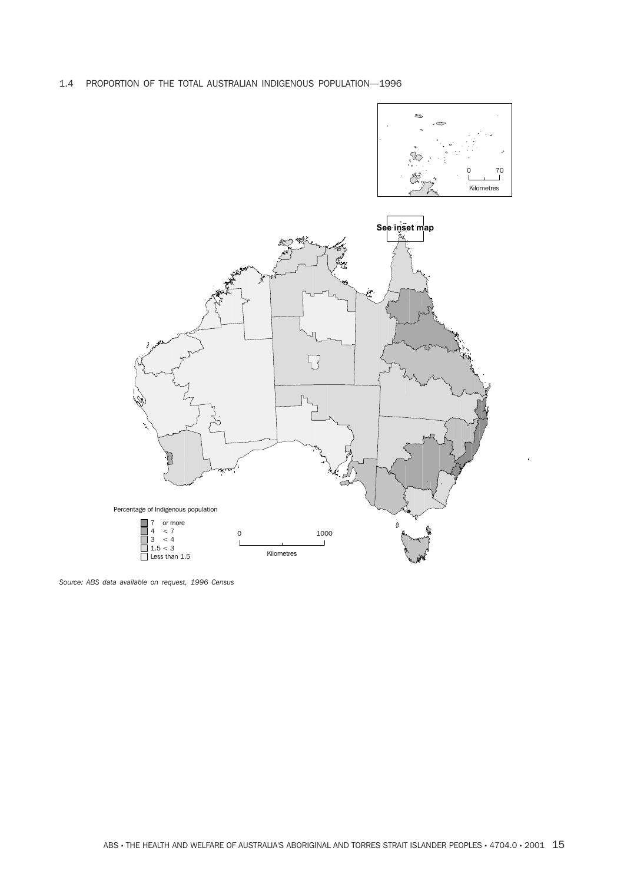1.4 PROPORTION OF THE TOTAL AUSTRALIAN INDIGENOUS POPULATION—1996

0 70
Kilometres

See inset map

Percentage of Indigenous population
7 or more
4 < 7
3 < 4
1.5 < 3
Less than 1.5

0 1000
Kilometres

*Source: ABS data available on request, 1996 Census*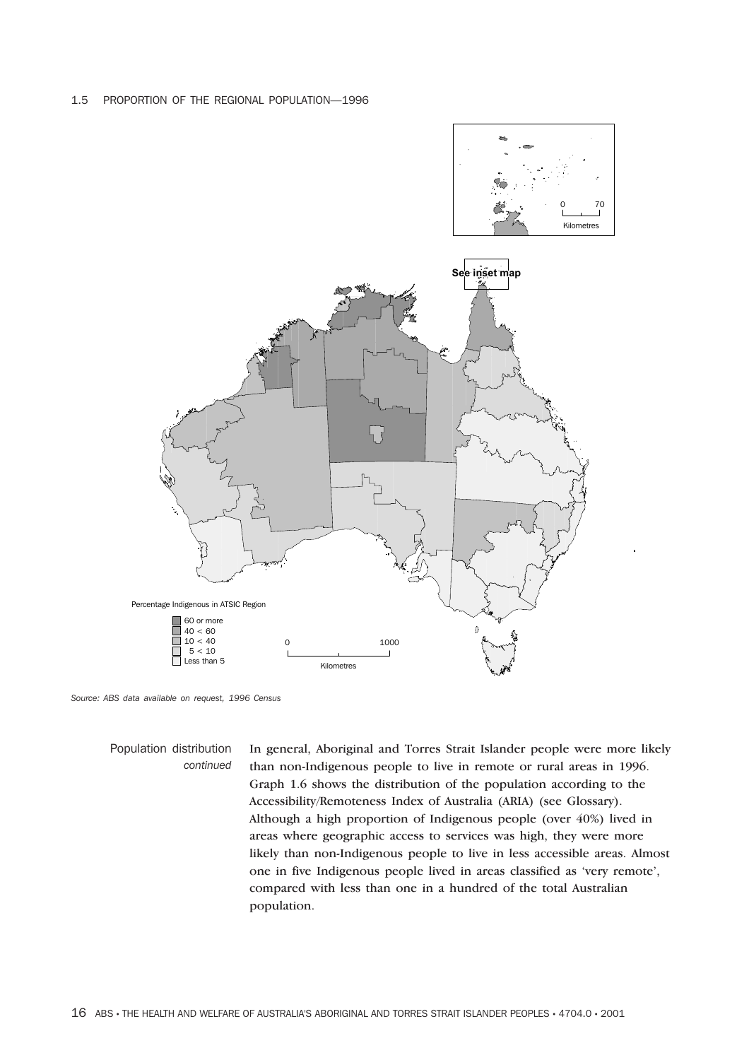1.5 PROPORTION OF THE REGIONAL POPULATION—1996

Source: ABS data available on request, 1996 Census

Population distribution *continued*

In general, Aboriginal and Torres Strait Islander people were more likely than non-Indigenous people to live in remote or rural areas in 1996. Graph 1.6 shows the distribution of the population according to the Accessibility/Remoteness Index of Australia (ARIA) (see Glossary). Although a high proportion of Indigenous people (over 40%) lived in areas where geographic access to services was high, they were more likely than non-Indigenous people to live in less accessible areas. Almost one in five Indigenous people lived in areas classified as 'very remote', compared with less than one in a hundred of the total Australian population.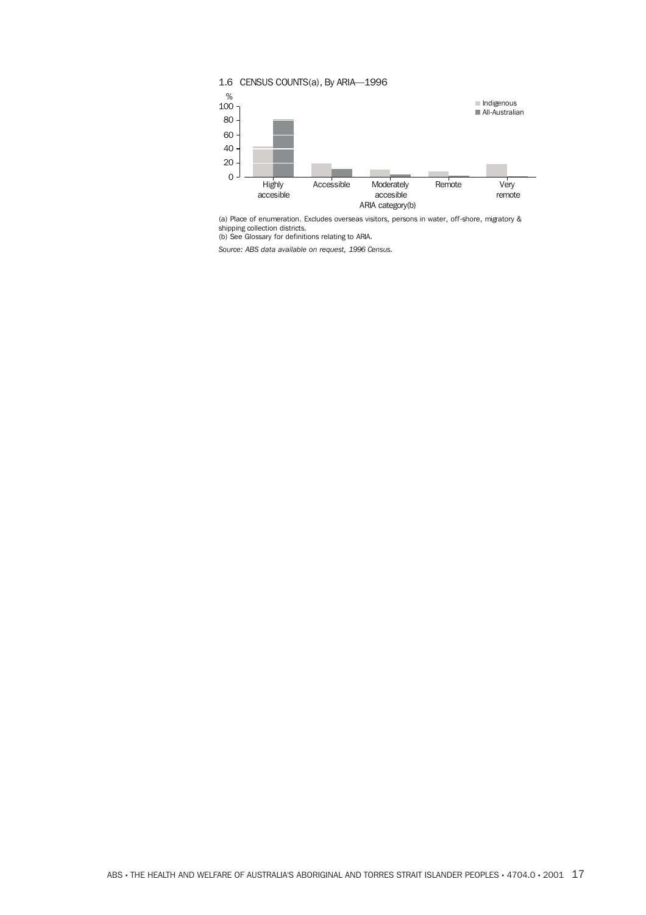1.6 CENSUS COUNTS(a), By ARIA—1996

%
100
80
60
40
20
0

Indigenous
All-Australian

Highly accesible
Accessible
Moderately accesible
Remote
Very remote

ARIA category(b)

(a) Place of enumeration. Excludes overseas visitors, persons in water, off-shore, migratory & shipping collection districts.
(b) See Glossary for definitions relating to ARIA.

*Source: ABS data available on request, 1996 Census.*